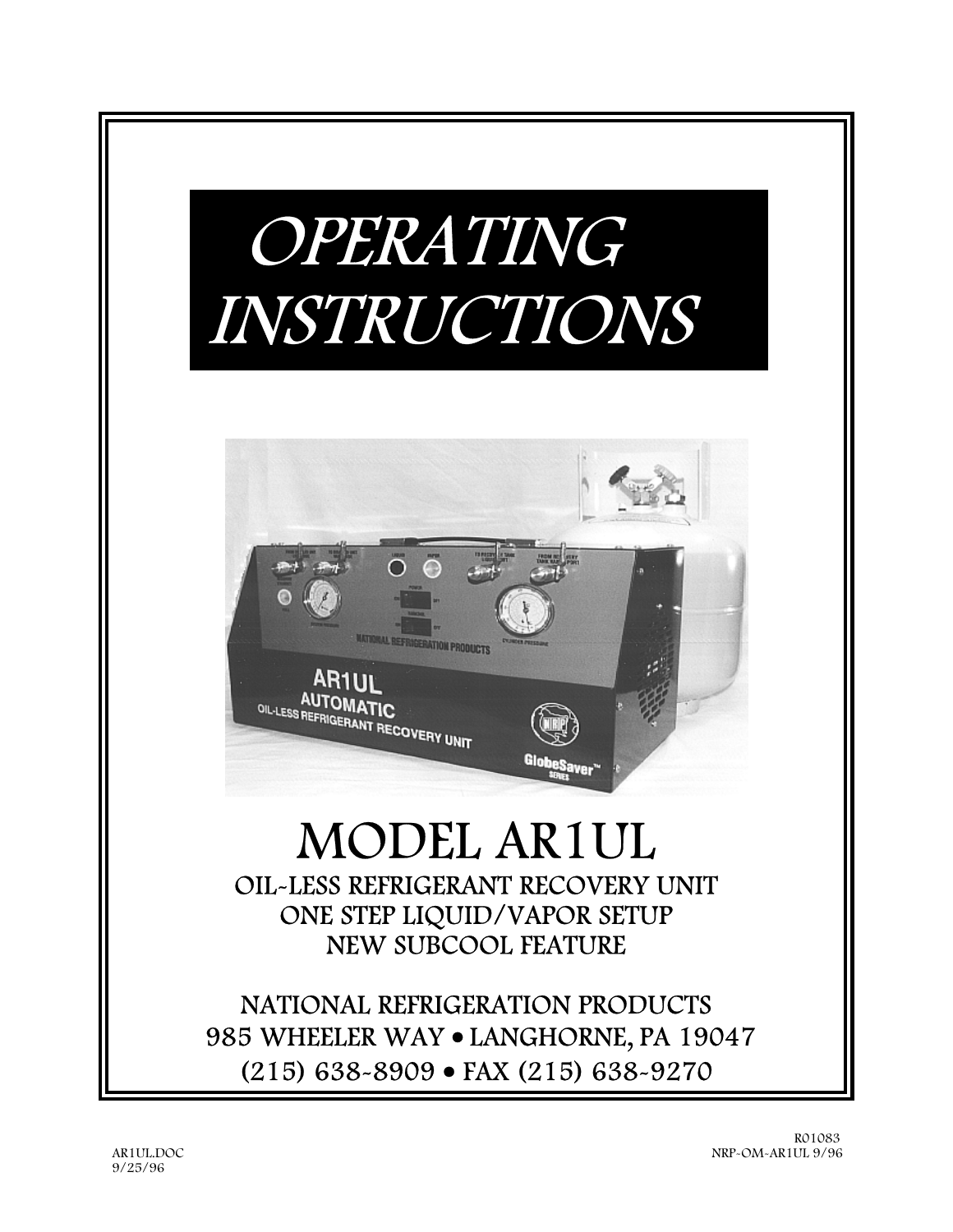# OPERATING INSTRUCTIONS

# MODEL AR1UL

## OIL-LESS REFRIGERANT RECOVERY UNIT
## ONE STEP LIQUID/VAPOR SETUP
## NEW SUBCOOL FEATURE

NATIONAL REFRIGERATION PRODUCTS
985 WHEELER WAY • LANGHORNE, PA 19047
(215) 638-8909 • FAX (215) 638-9270

AR1UL.DOC
9/25/96

R01083
NRP-OM-AR1UL 9/96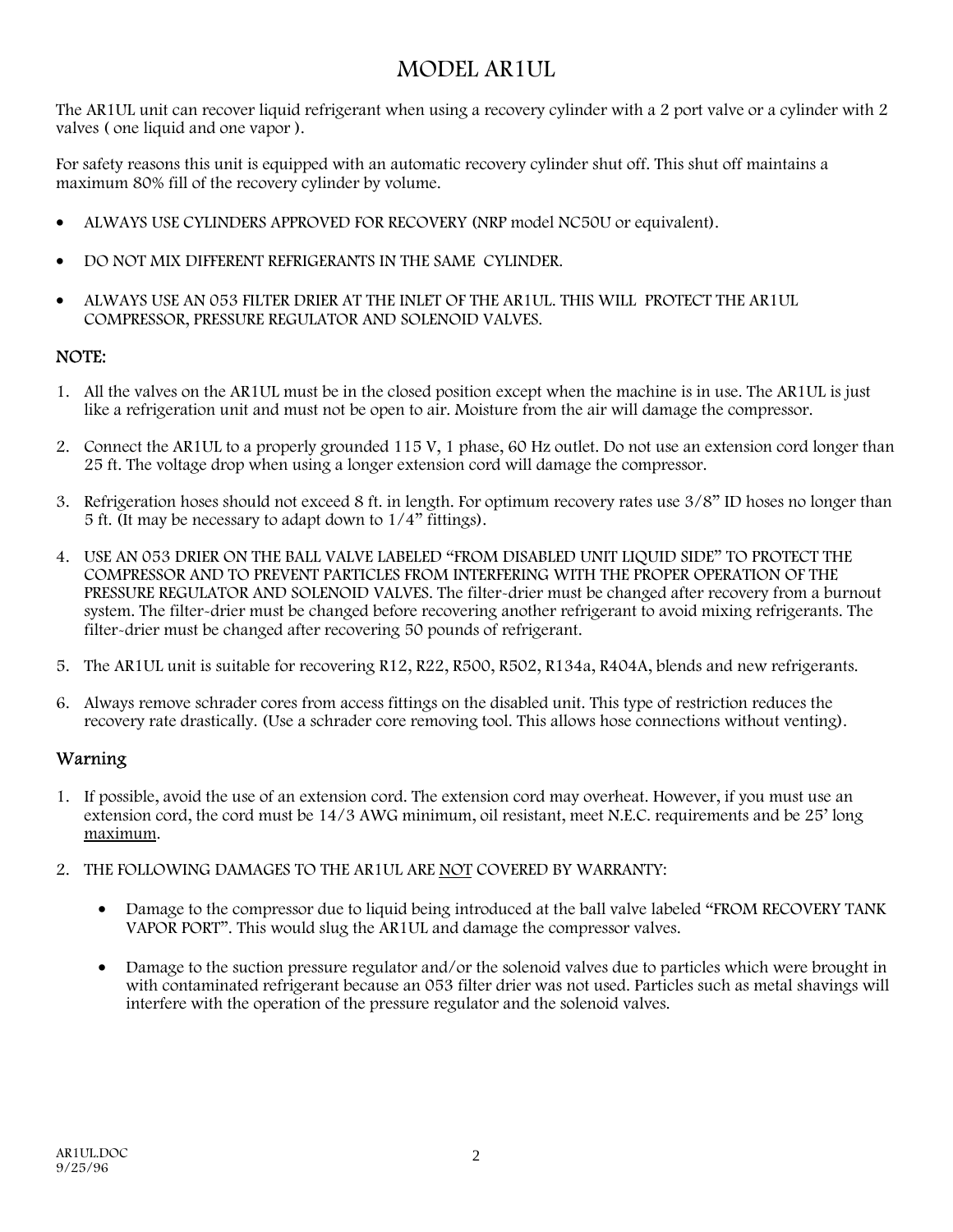# MODEL AR1UL

The AR1UL unit can recover liquid refrigerant when using a recovery cylinder with a 2 port valve or a cylinder with 2 valves ( one liquid and one vapor ).

For safety reasons this unit is equipped with an automatic recovery cylinder shut off. This shut off maintains a maximum 80% fill of the recovery cylinder by volume.

- ALWAYS USE CYLINDERS APPROVED FOR RECOVERY (NRP model NC50U or equivalent).
- DO NOT MIX DIFFERENT REFRIGERANTS IN THE SAME CYLINDER.
- ALWAYS USE AN 053 FILTER DRIER AT THE INLET OF THE AR1UL. THIS WILL PROTECT THE AR1UL COMPRESSOR, PRESSURE REGULATOR AND SOLENOID VALVES.

## NOTE:

1. All the valves on the AR1UL must be in the closed position except when the machine is in use. The AR1UL is just like a refrigeration unit and must not be open to air. Moisture from the air will damage the compressor.
2. Connect the AR1UL to a properly grounded 115 V, 1 phase, 60 Hz outlet. Do not use an extension cord longer than 25 ft. The voltage drop when using a longer extension cord will damage the compressor.
3. Refrigeration hoses should not exceed 8 ft. in length. For optimum recovery rates use 3/8" ID hoses no longer than 5 ft. (It may be necessary to adapt down to 1/4" fittings).
4. USE AN 053 DRIER ON THE BALL VALVE LABELED "FROM DISABLED UNIT LIQUID SIDE" TO PROTECT THE COMPRESSOR AND TO PREVENT PARTICLES FROM INTERFERING WITH THE PROPER OPERATION OF THE PRESSURE REGULATOR AND SOLENOID VALVES. The filter-drier must be changed after recovery from a burnout system. The filter-drier must be changed before recovering another refrigerant to avoid mixing refrigerants. The filter-drier must be changed after recovering 50 pounds of refrigerant.
5. The AR1UL unit is suitable for recovering R12, R22, R500, R502, R134a, R404A, blends and new refrigerants.
6. Always remove schrader cores from access fittings on the disabled unit. This type of restriction reduces the recovery rate drastically. (Use a schrader core removing tool. This allows hose connections without venting).

## Warning

1. If possible, avoid the use of an extension cord. The extension cord may overheat. However, if you must use an extension cord, the cord must be 14/3 AWG minimum, oil resistant, meet N.E.C. requirements and be 25' long <u>maximum</u>.
2. THE FOLLOWING DAMAGES TO THE AR1UL ARE <u>NOT</u> COVERED BY WARRANTY:
   - Damage to the compressor due to liquid being introduced at the ball valve labeled "FROM RECOVERY TANK VAPOR PORT". This would slug the AR1UL and damage the compressor valves.
   - Damage to the suction pressure regulator and/or the solenoid valves due to particles which were brought in with contaminated refrigerant because an 053 filter drier was not used. Particles such as metal shavings will interfere with the operation of the pressure regulator and the solenoid valves.

AR1UL.DOC
9/25/96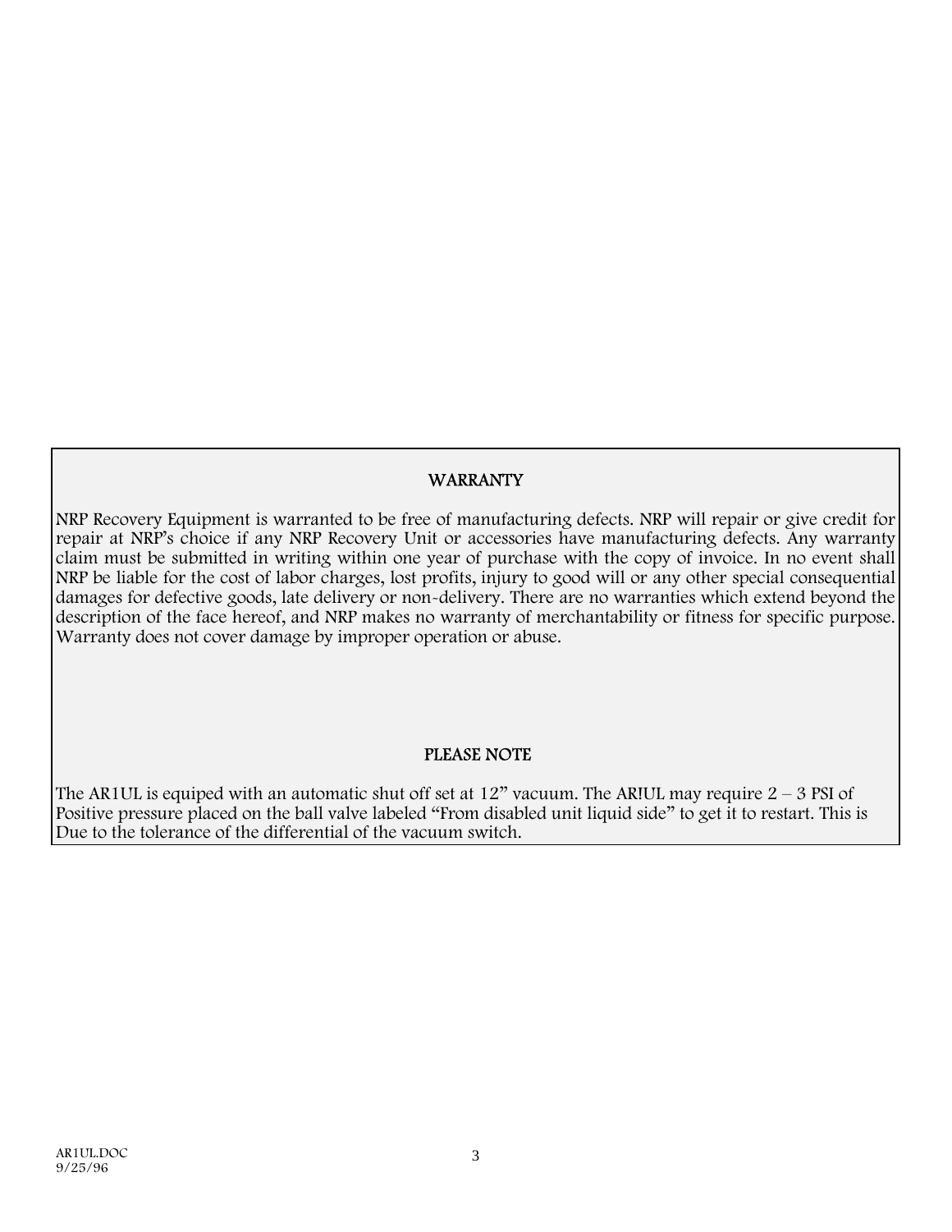## WARRANTY

NRP Recovery Equipment is warranted to be free of manufacturing defects. NRP will repair or give credit for repair at NRP's choice if any NRP Recovery Unit or accessories have manufacturing defects. Any warranty claim must be submitted in writing within one year of purchase with the copy of invoice. In no event shall NRP be liable for the cost of labor charges, lost profits, injury to good will or any other special consequential damages for defective goods, late delivery or non-delivery. There are no warranties which extend beyond the description of the face hereof, and NRP makes no warranty of merchantability or fitness for specific purpose. Warranty does not cover damage by improper operation or abuse.

## PLEASE NOTE

The AR1UL is equiped with an automatic shut off set at 12" vacuum. The AR!UL may require 2 – 3 PSI of Positive pressure placed on the ball valve labeled "From disabled unit liquid side" to get it to restart. This is Due to the tolerance of the differential of the vacuum switch.

AR1UL.DOC
9/25/96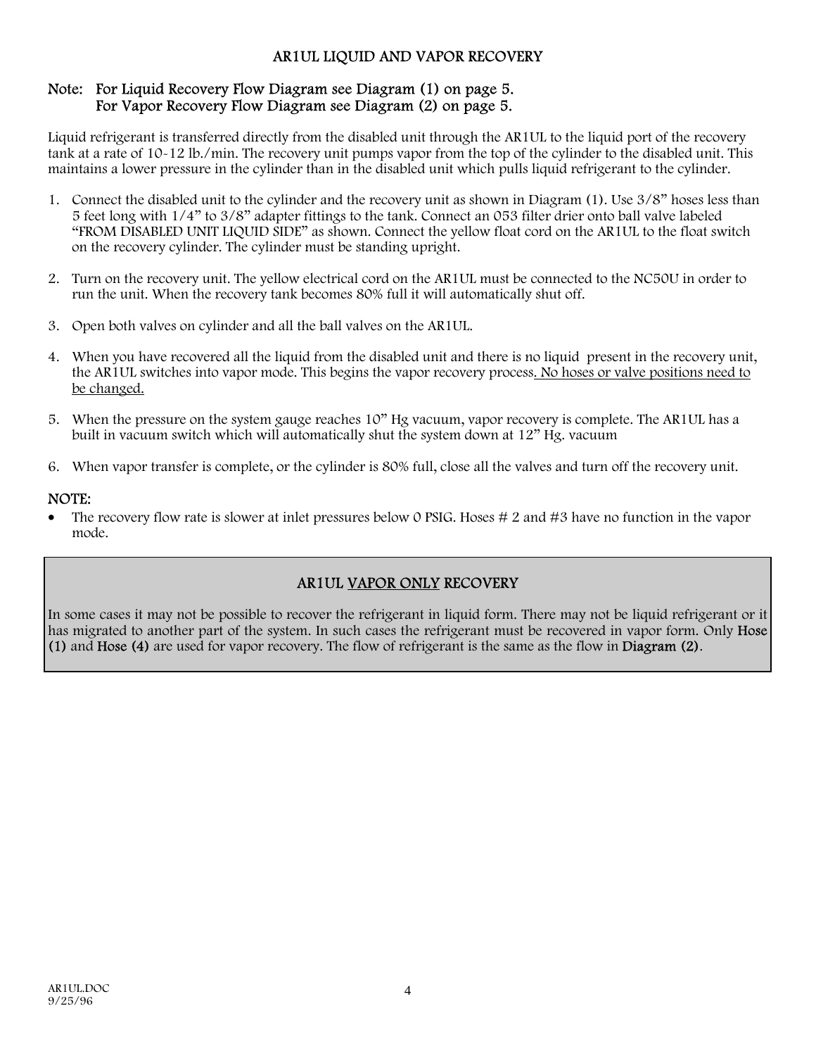## AR1UL LIQUID AND VAPOR RECOVERY

**Note: For Liquid Recovery Flow Diagram see Diagram (1) on page 5.
For Vapor Recovery Flow Diagram see Diagram (2) on page 5.**

Liquid refrigerant is transferred directly from the disabled unit through the AR1UL to the liquid port of the recovery tank at a rate of 10-12 lb./min. The recovery unit pumps vapor from the top of the cylinder to the disabled unit. This maintains a lower pressure in the cylinder than in the disabled unit which pulls liquid refrigerant to the cylinder.

1. Connect the disabled unit to the cylinder and the recovery unit as shown in Diagram (1). Use 3/8" hoses less than 5 feet long with 1/4" to 3/8" adapter fittings to the tank. Connect an 053 filter drier onto ball valve labeled "FROM DISABLED UNIT LIQUID SIDE" as shown. Connect the yellow float cord on the AR1UL to the float switch on the recovery cylinder. The cylinder must be standing upright.

2. Turn on the recovery unit. The yellow electrical cord on the AR1UL must be connected to the NC50U in order to run the unit. When the recovery tank becomes 80% full it will automatically shut off.

3. Open both valves on cylinder and all the ball valves on the AR1UL.

4. When you have recovered all the liquid from the disabled unit and there is no liquid present in the recovery unit, the AR1UL switches into vapor mode. This begins the vapor recovery process. <u>No hoses or valve positions need to be changed.</u>

5. When the pressure on the system gauge reaches 10" Hg vacuum, vapor recovery is complete. The AR1UL has a built in vacuum switch which will automatically shut the system down at 12" Hg. vacuum

6. When vapor transfer is complete, or the cylinder is 80% full, close all the valves and turn off the recovery unit.

**NOTE:**

- The recovery flow rate is slower at inlet pressures below 0 PSIG. Hoses # 2 and #3 have no function in the vapor mode.

### AR1UL <u>VAPOR ONLY</u> RECOVERY

In some cases it may not be possible to recover the refrigerant in liquid form. There may not be liquid refrigerant or it has migrated to another part of the system. In such cases the refrigerant must be recovered in vapor form. Only **Hose (1)** and **Hose (4)** are used for vapor recovery. The flow of refrigerant is the same as the flow in **Diagram (2)**.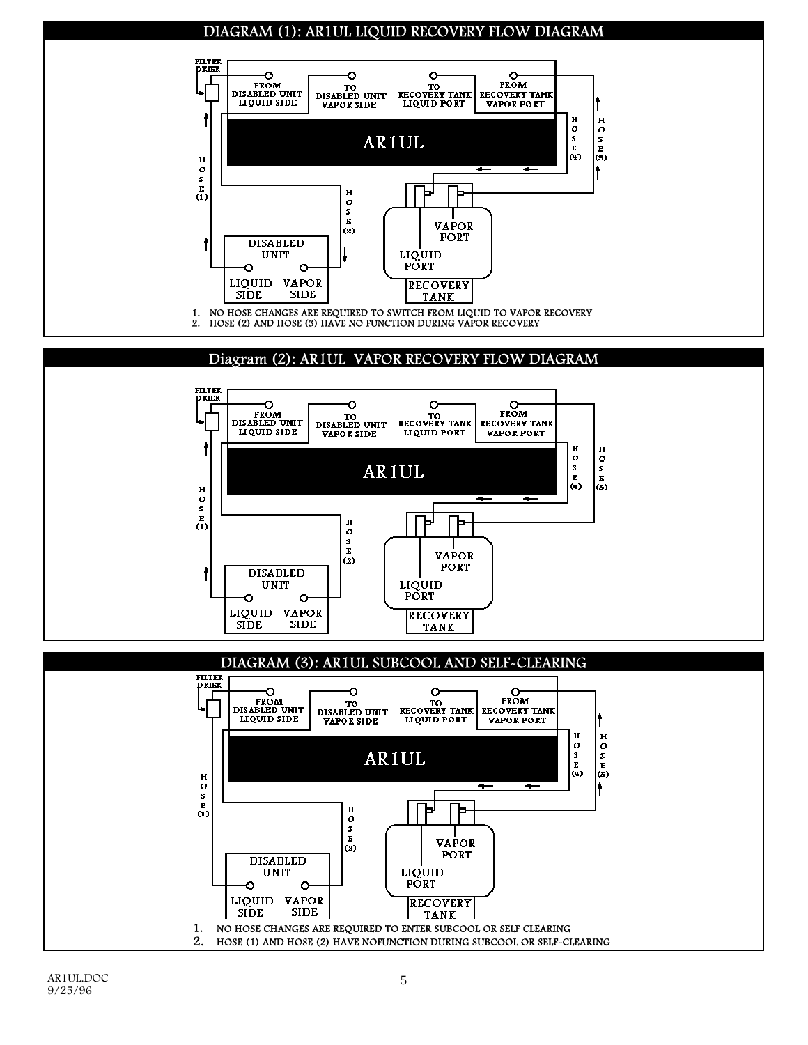## DIAGRAM (1): AR1UL LIQUID RECOVERY FLOW DIAGRAM

FILTER DRIER

FROM DISABLED UNIT LIQUID SIDE

TO DISABLED UNIT VAPOR SIDE

TO RECOVERY TANK LIQUID PORT

FROM RECOVERY TANK VAPOR PORT

AR1UL

HOSE (1)

HOSE (2)

HOSE (3)

HOSE (4)

DISABLED UNIT

LIQUID SIDE

VAPOR SIDE

LIQUID PORT

VAPOR PORT

RECOVERY TANK

1. NO HOSE CHANGES ARE REQUIRED TO SWITCH FROM LIQUID TO VAPOR RECOVERY
2. HOSE (2) AND HOSE (3) HAVE NO FUNCTION DURING VAPOR RECOVERY

## Diagram (2): AR1UL VAPOR RECOVERY FLOW DIAGRAM

FILTER DRIER

FROM DISABLED UNIT LIQUID SIDE

TO DISABLED UNIT VAPOR SIDE

TO RECOVERY TANK LIQUID PORT

FROM RECOVERY TANK VAPOR PORT

AR1UL

HOSE (1)

HOSE (2)

HOSE (3)

HOSE (4)

DISABLED UNIT

LIQUID SIDE

VAPOR SIDE

LIQUID PORT

VAPOR PORT

RECOVERY TANK

## DIAGRAM (3): AR1UL SUBCOOL AND SELF-CLEARING

FILTER DRIER

FROM DISABLED UNIT LIQUID SIDE

TO DISABLED UNIT VAPOR SIDE

TO RECOVERY TANK LIQUID PORT

FROM RECOVERY TANK VAPOR PORT

AR1UL

HOSE (1)

HOSE (2)

HOSE (3)

HOSE (4)

DISABLED UNIT

LIQUID SIDE

VAPOR SIDE

LIQUID PORT

VAPOR PORT

RECOVERY TANK

1. NO HOSE CHANGES ARE REQUIRED TO ENTER SUBCOOL OR SELF CLEARING
2. HOSE (1) AND HOSE (2) HAVE NOFUNCTION DURING SUBCOOL OR SELF-CLEARING

AR1UL.DOC
9/25/96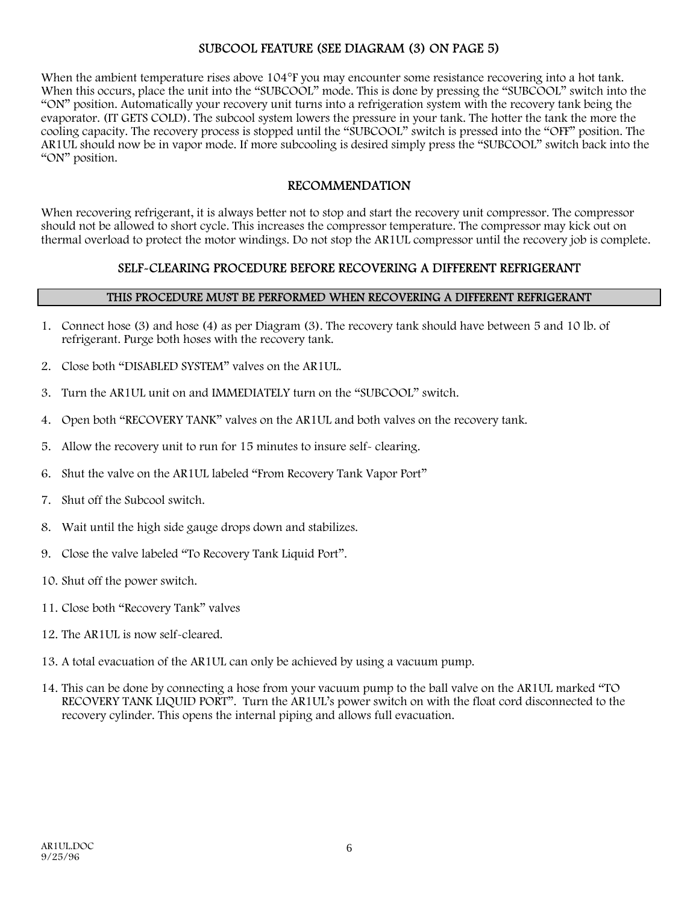## SUBCOOL FEATURE (SEE DIAGRAM (3) ON PAGE 5)

When the ambient temperature rises above 104°F you may encounter some resistance recovering into a hot tank. When this occurs, place the unit into the "SUBCOOL" mode. This is done by pressing the "SUBCOOL" switch into the "ON" position. Automatically your recovery unit turns into a refrigeration system with the recovery tank being the evaporator. (IT GETS COLD). The subcool system lowers the pressure in your tank. The hotter the tank the more the cooling capacity. The recovery process is stopped until the "SUBCOOL" switch is pressed into the "OFF" position. The AR1UL should now be in vapor mode. If more subcooling is desired simply press the "SUBCOOL" switch back into the "ON" position.

## RECOMMENDATION

When recovering refrigerant, it is always better not to stop and start the recovery unit compressor. The compressor should not be allowed to short cycle. This increases the compressor temperature. The compressor may kick out on thermal overload to protect the motor windings. Do not stop the AR1UL compressor until the recovery job is complete.

## SELF-CLEARING PROCEDURE BEFORE RECOVERING A DIFFERENT REFRIGERANT

**THIS PROCEDURE MUST BE PERFORMED WHEN RECOVERING A DIFFERENT REFRIGERANT**

1. Connect hose (3) and hose (4) as per Diagram (3). The recovery tank should have between 5 and 10 lb. of refrigerant. Purge both hoses with the recovery tank.
2. Close both "DISABLED SYSTEM" valves on the AR1UL.
3. Turn the AR1UL unit on and IMMEDIATELY turn on the "SUBCOOL" switch.
4. Open both "RECOVERY TANK" valves on the AR1UL and both valves on the recovery tank.
5. Allow the recovery unit to run for 15 minutes to insure self- clearing.
6. Shut the valve on the AR1UL labeled "From Recovery Tank Vapor Port"
7. Shut off the Subcool switch.
8. Wait until the high side gauge drops down and stabilizes.
9. Close the valve labeled "To Recovery Tank Liquid Port".
10. Shut off the power switch.
11. Close both "Recovery Tank" valves
12. The AR1UL is now self-cleared.
13. A total evacuation of the AR1UL can only be achieved by using a vacuum pump.
14. This can be done by connecting a hose from your vacuum pump to the ball valve on the AR1UL marked "TO RECOVERY TANK LIQUID PORT". Turn the AR1UL's power switch on with the float cord disconnected to the recovery cylinder. This opens the internal piping and allows full evacuation.

AR1UL.DOC
9/25/96